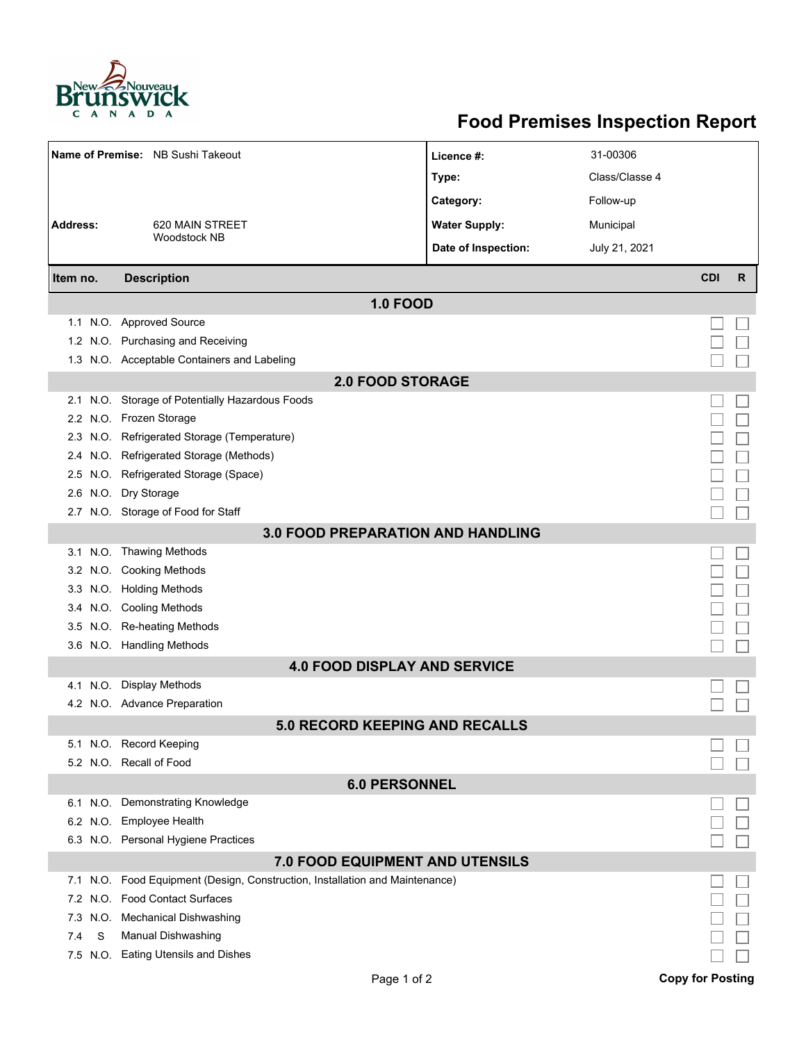New Nouveau Brunswick CANADA

# Food Premises Inspection Report

| **Name of Premise:** NB Sushi Takeout | **Licence #:** | 31-00306 |
|---|---|---|
| | **Type:** | Class/Classe 4 |
| | **Category:** | Follow-up |
| **Address:** 620 MAIN STREET Woodstock NB | **Water Supply:** | Municipal |
| | **Date of Inspection:** | July 21, 2021 |

| Item no. | | Description | CDI | R |
|---|---|---|---|---|
| **1.0 FOOD** | | | | |
| 1.1 | N.O. | Approved Source | ☐ | ☐ |
| 1.2 | N.O. | Purchasing and Receiving | ☐ | ☐ |
| 1.3 | N.O. | Acceptable Containers and Labeling | ☐ | ☐ |
| **2.0 FOOD STORAGE** | | | | |
| 2.1 | N.O. | Storage of Potentially Hazardous Foods | ☐ | ☐ |
| 2.2 | N.O. | Frozen Storage | ☐ | ☐ |
| 2.3 | N.O. | Refrigerated Storage (Temperature) | ☐ | ☐ |
| 2.4 | N.O. | Refrigerated Storage (Methods) | ☐ | ☐ |
| 2.5 | N.O. | Refrigerated Storage (Space) | ☐ | ☐ |
| 2.6 | N.O. | Dry Storage | ☐ | ☐ |
| 2.7 | N.O. | Storage of Food for Staff | ☐ | ☐ |
| **3.0 FOOD PREPARATION AND HANDLING** | | | | |
| 3.1 | N.O. | Thawing Methods | ☐ | ☐ |
| 3.2 | N.O. | Cooking Methods | ☐ | ☐ |
| 3.3 | N.O. | Holding Methods | ☐ | ☐ |
| 3.4 | N.O. | Cooling Methods | ☐ | ☐ |
| 3.5 | N.O. | Re-heating Methods | ☐ | ☐ |
| 3.6 | N.O. | Handling Methods | ☐ | ☐ |
| **4.0 FOOD DISPLAY AND SERVICE** | | | | |
| 4.1 | N.O. | Display Methods | ☐ | ☐ |
| 4.2 | N.O. | Advance Preparation | ☐ | ☐ |
| **5.0 RECORD KEEPING AND RECALLS** | | | | |
| 5.1 | N.O. | Record Keeping | ☐ | ☐ |
| 5.2 | N.O. | Recall of Food | ☐ | ☐ |
| **6.0 PERSONNEL** | | | | |
| 6.1 | N.O. | Demonstrating Knowledge | ☐ | ☐ |
| 6.2 | N.O. | Employee Health | ☐ | ☐ |
| 6.3 | N.O. | Personal Hygiene Practices | ☐ | ☐ |
| **7.0 FOOD EQUIPMENT AND UTENSILS** | | | | |
| 7.1 | N.O. | Food Equipment (Design, Construction, Installation and Maintenance) | ☐ | ☐ |
| 7.2 | N.O. | Food Contact Surfaces | ☐ | ☐ |
| 7.3 | N.O. | Mechanical Dishwashing | ☐ | ☐ |
| 7.4 | S | Manual Dishwashing | ☐ | ☐ |
| 7.5 | N.O. | Eating Utensils and Dishes | ☐ | ☐ |

**Copy for Posting**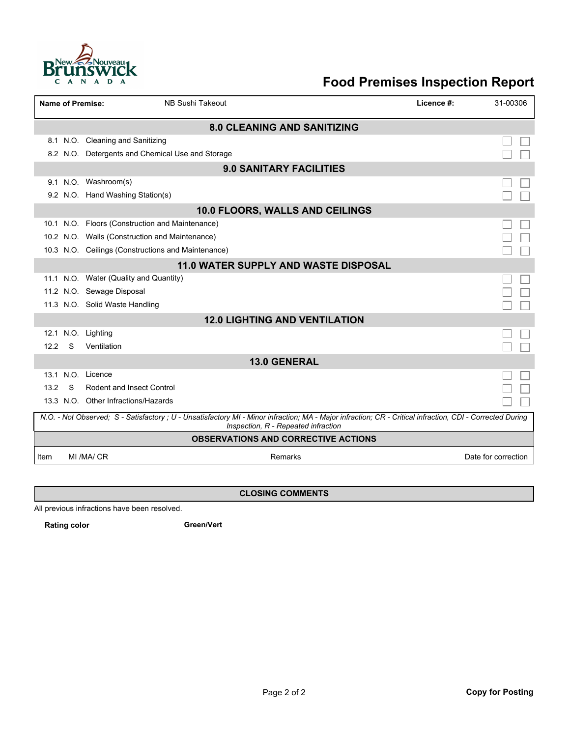# Food Premises Inspection Report

| Name of Premise: | NB Sushi Takeout | Licence #: | 31-00306 |
|---|---|---|---|

## 8.0 CLEANING AND SANITIZING

| | | | | |
|---|---|---|---|---|
| 8.1 | N.O. | Cleaning and Sanitizing | ☐ | ☐ |
| 8.2 | N.O. | Detergents and Chemical Use and Storage | ☐ | ☐ |

## 9.0 SANITARY FACILITIES

| | | | | |
|---|---|---|---|---|
| 9.1 | N.O. | Washroom(s) | ☐ | ☐ |
| 9.2 | N.O. | Hand Washing Station(s) | ☐ | ☐ |

## 10.0 FLOORS, WALLS AND CEILINGS

| | | | | |
|---|---|---|---|---|
| 10.1 | N.O. | Floors (Construction and Maintenance) | ☐ | ☐ |
| 10.2 | N.O. | Walls (Construction and Maintenance) | ☐ | ☐ |
| 10.3 | N.O. | Ceilings (Constructions and Maintenance) | ☐ | ☐ |

## 11.0 WATER SUPPLY AND WASTE DISPOSAL

| | | | | |
|---|---|---|---|---|
| 11.1 | N.O. | Water (Quality and Quantity) | ☐ | ☐ |
| 11.2 | N.O. | Sewage Disposal | ☐ | ☐ |
| 11.3 | N.O. | Solid Waste Handling | ☐ | ☐ |

## 12.0 LIGHTING AND VENTILATION

| | | | | |
|---|---|---|---|---|
| 12.1 | N.O. | Lighting | ☐ | ☐ |
| 12.2 | S | Ventilation | ☐ | ☐ |

## 13.0 GENERAL

| | | | | |
|---|---|---|---|---|
| 13.1 | N.O. | Licence | ☐ | ☐ |
| 13.2 | S | Rodent and Insect Control | ☐ | ☐ |
| 13.3 | N.O. | Other Infractions/Hazards | ☐ | ☐ |

*N.O. - Not Observed; S - Satisfactory ; U - Unsatisfactory MI - Minor infraction; MA - Major infraction; CR - Critical infraction, CDI - Corrected During Inspection, R - Repeated infraction*

## OBSERVATIONS AND CORRECTIVE ACTIONS

| Item | MI /MA/ CR | Remarks | Date for correction |
|---|---|---|---|

## CLOSING COMMENTS

All previous infractions have been resolved.

**Rating color** **Green/Vert**

**Copy for Posting**